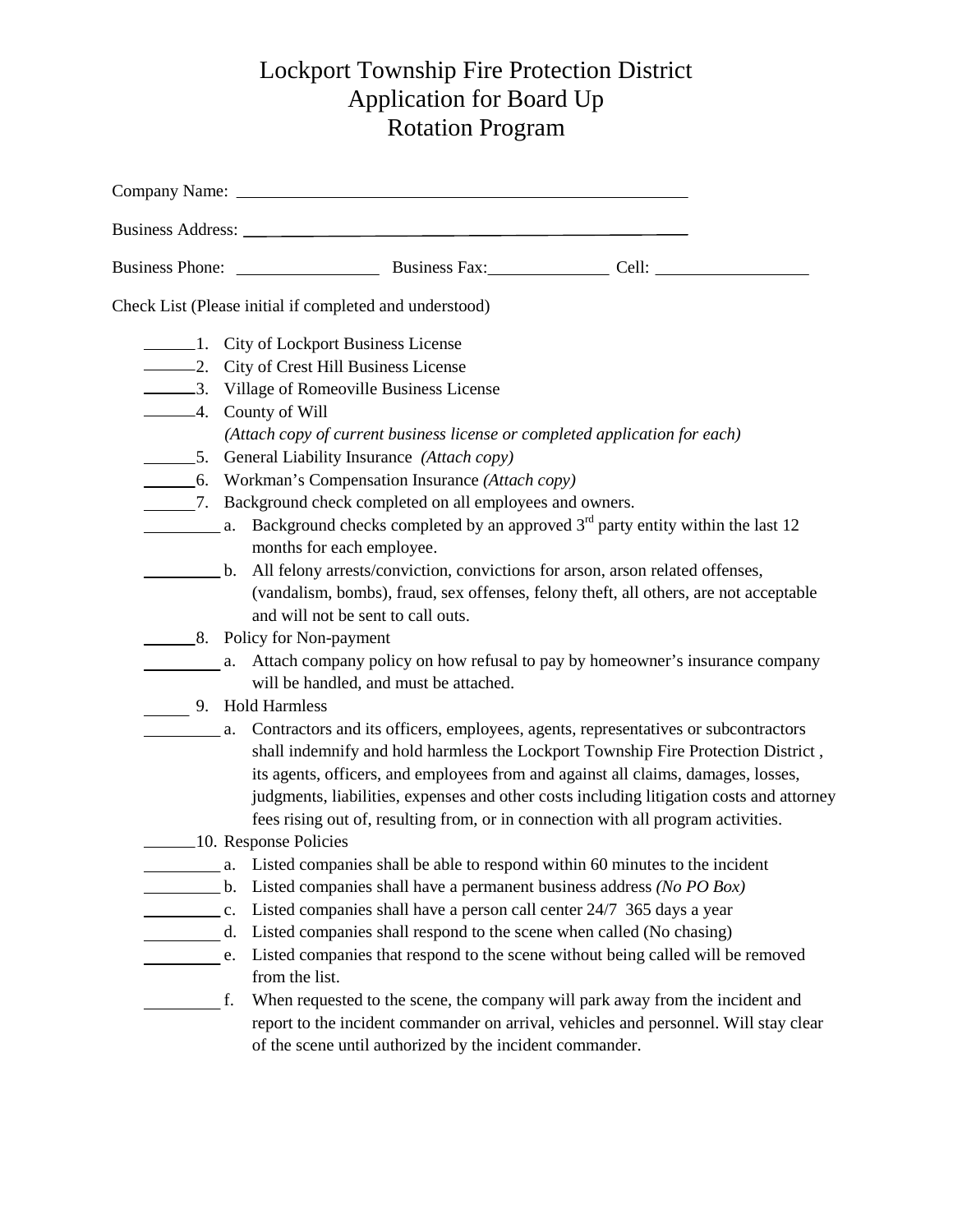# Lockport Township Fire Protection District
# Application for Board Up
# Rotation Program

Company Name: ______________________________________________________

Business Address: ____________________________________________________

Business Phone: ________________ Business Fax:______________ Cell: __________________

Check List (Please initial if completed and understood)

______1. City of Lockport Business License
______2. City of Crest Hill Business License
______3. Village of Romeoville Business License
______4. County of Will
*(Attach copy of current business license or completed application for each)*
______5. General Liability Insurance *(Attach copy)*
______6. Workman's Compensation Insurance *(Attach copy)*
______7. Background check completed on all employees and owners.
_________ a. Background checks completed by an approved 3rd party entity within the last 12 months for each employee.
_________ b. All felony arrests/conviction, convictions for arson, arson related offenses, (vandalism, bombs), fraud, sex offenses, felony theft, all others, are not acceptable and will not be sent to call outs.
______8. Policy for Non-payment
_________ a. Attach company policy on how refusal to pay by homeowner's insurance company will be handled, and must be attached.
_____ 9. Hold Harmless
_________ a. Contractors and its officers, employees, agents, representatives or subcontractors shall indemnify and hold harmless the Lockport Township Fire Protection District , its agents, officers, and employees from and against all claims, damages, losses, judgments, liabilities, expenses and other costs including litigation costs and attorney fees rising out of, resulting from, or in connection with all program activities.
______10. Response Policies
_________ a. Listed companies shall be able to respond within 60 minutes to the incident
_________ b. Listed companies shall have a permanent business address *(No PO Box)*
_________ c. Listed companies shall have a person call center 24/7 365 days a year
_________ d. Listed companies shall respond to the scene when called (No chasing)
_________ e. Listed companies that respond to the scene without being called will be removed from the list.
_________ f. When requested to the scene, the company will park away from the incident and report to the incident commander on arrival, vehicles and personnel. Will stay clear of the scene until authorized by the incident commander.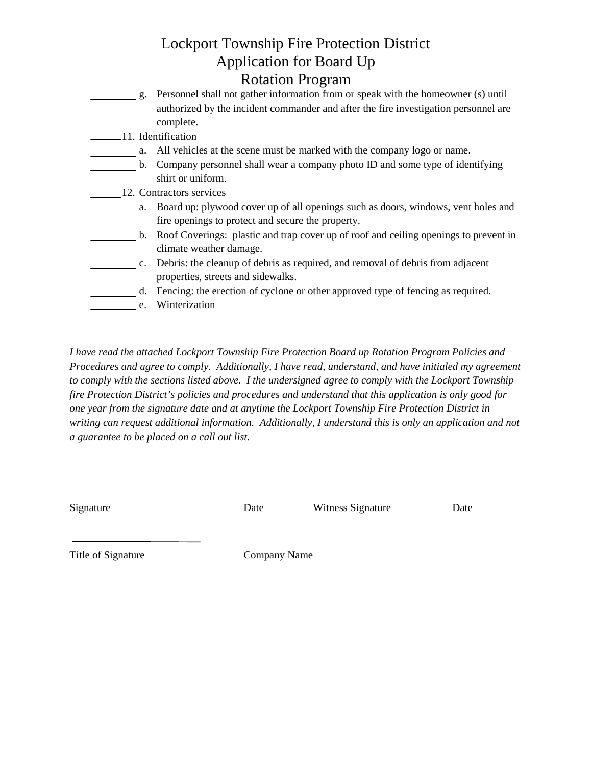# Lockport Township Fire Protection District
# Application for Board Up
# Rotation Program

________ g. Personnel shall not gather information from or speak with the homeowner (s) until authorized by the incident commander and after the fire investigation personnel are complete.

______11. Identification

________ a. All vehicles at the scene must be marked with the company logo or name.

________ b. Company personnel shall wear a company photo ID and some type of identifying shirt or uniform.

______12. Contractors services

________ a. Board up: plywood cover up of all openings such as doors, windows, vent holes and fire openings to protect and secure the property.

________ b. Roof Coverings: plastic and trap cover up of roof and ceiling openings to prevent in climate weather damage.

________ c. Debris: the cleanup of debris as required, and removal of debris from adjacent properties, streets and sidewalks.

________ d. Fencing: the erection of cyclone or other approved type of fencing as required.

________ e. Winterization

*I have read the attached Lockport Township Fire Protection Board up Rotation Program Policies and Procedures and agree to comply. Additionally, I have read, understand, and have initialed my agreement to comply with the sections listed above. I the undersigned agree to comply with the Lockport Township fire Protection District's policies and procedures and understand that this application is only good for one year from the signature date and at anytime the Lockport Township Fire Protection District in writing can request additional information. Additionally, I understand this is only an application and not a guarantee to be placed on a call out list.*

______________________ __________ ______________________ __________

Signature Date Witness Signature Date

______________________ ______________________________________

Title of Signature Company Name